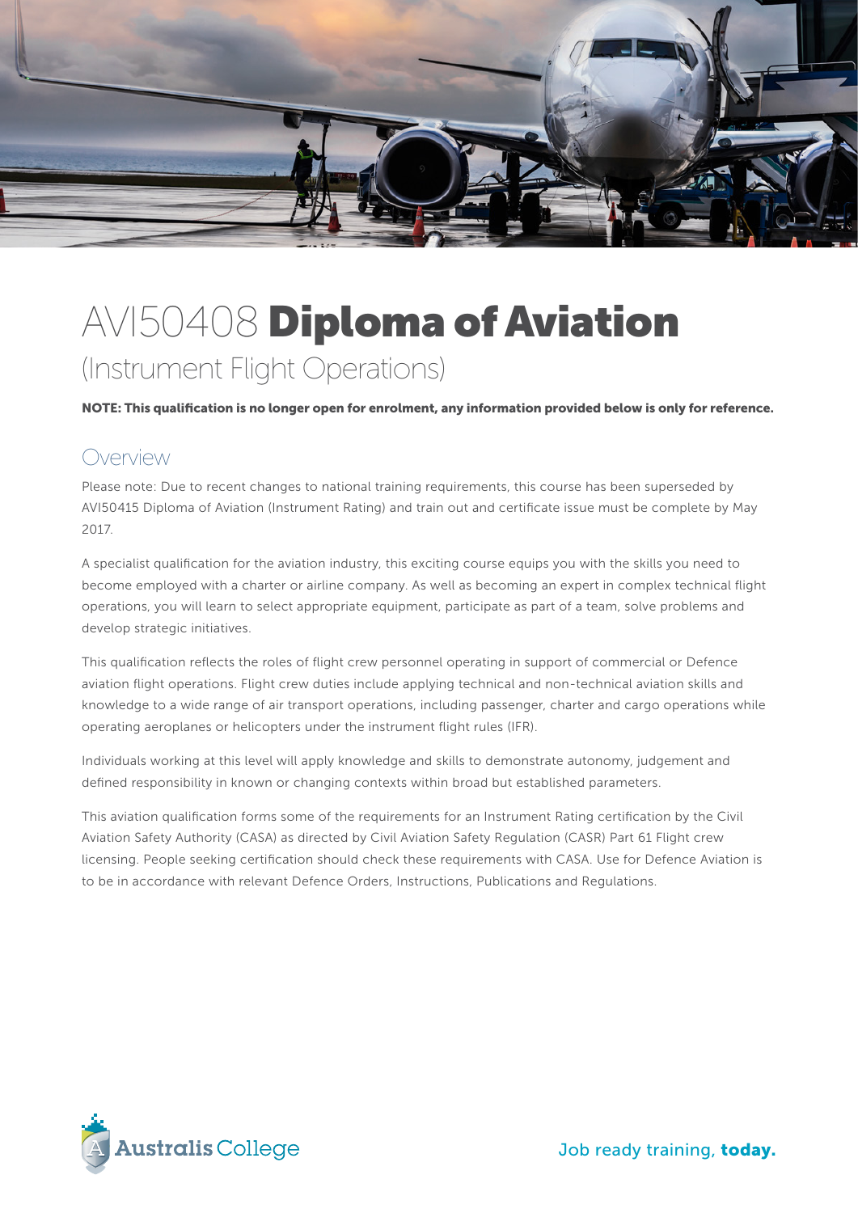# AVI50408 **Diploma of Aviation**

## (Instrument Flight Operations)

**NOTE: This qualification is no longer open for enrolment, any information provided below is only for reference.**

## Overview

Please note: Due to recent changes to national training requirements, this course has been superseded by AVI50415 Diploma of Aviation (Instrument Rating) and train out and certificate issue must be complete by May 2017.

A specialist qualification for the aviation industry, this exciting course equips you with the skills you need to become employed with a charter or airline company. As well as becoming an expert in complex technical flight operations, you will learn to select appropriate equipment, participate as part of a team, solve problems and develop strategic initiatives.

This qualification reflects the roles of flight crew personnel operating in support of commercial or Defence aviation flight operations. Flight crew duties include applying technical and non-technical aviation skills and knowledge to a wide range of air transport operations, including passenger, charter and cargo operations while operating aeroplanes or helicopters under the instrument flight rules (IFR).

Individuals working at this level will apply knowledge and skills to demonstrate autonomy, judgement and defined responsibility in known or changing contexts within broad but established parameters.

This aviation qualification forms some of the requirements for an Instrument Rating certification by the Civil Aviation Safety Authority (CASA) as directed by Civil Aviation Safety Regulation (CASR) Part 61 Flight crew licensing. People seeking certification should check these requirements with CASA. Use for Defence Aviation is to be in accordance with relevant Defence Orders, Instructions, Publications and Regulations.

Australis College

Job ready training, **today.**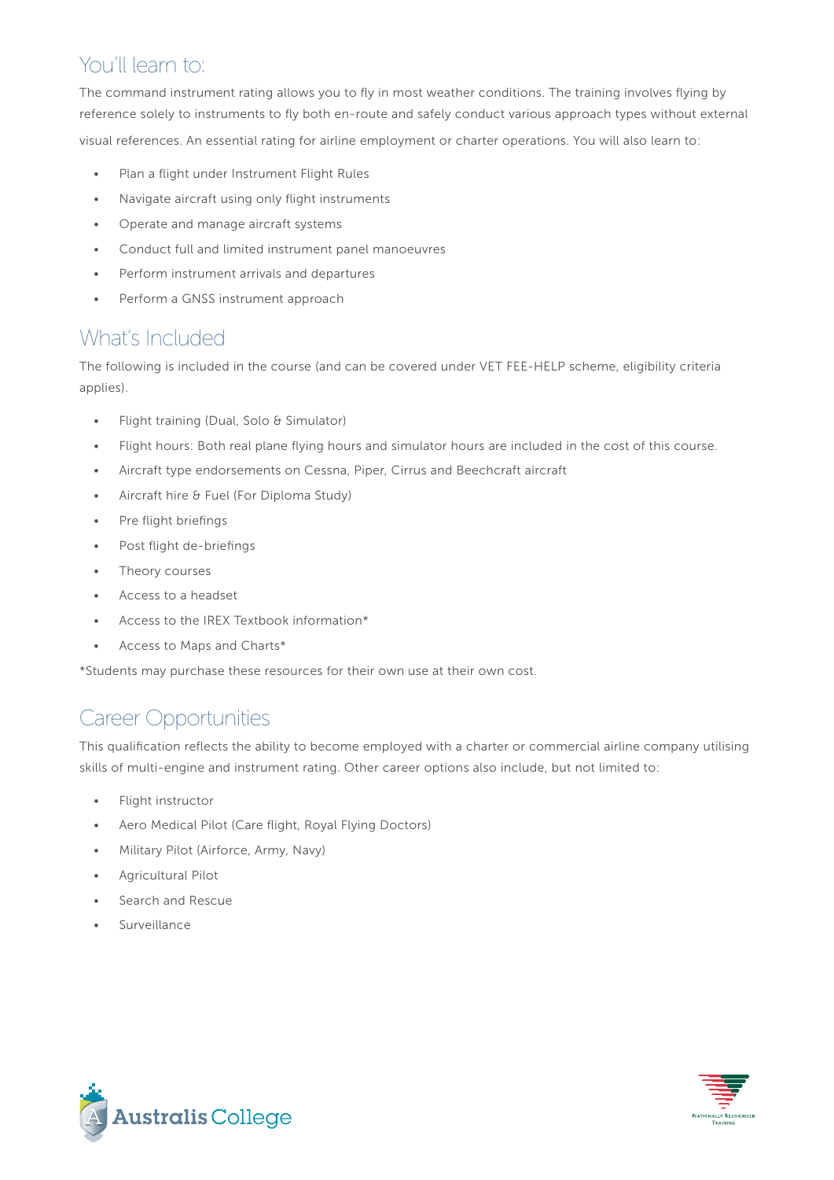## You'll learn to:

The command instrument rating allows you to fly in most weather conditions. The training involves flying by reference solely to instruments to fly both en-route and safely conduct various approach types without external visual references. An essential rating for airline employment or charter operations. You will also learn to:

- Plan a flight under Instrument Flight Rules
- Navigate aircraft using only flight instruments
- Operate and manage aircraft systems
- Conduct full and limited instrument panel manoeuvres
- Perform instrument arrivals and departures
- Perform a GNSS instrument approach

## What's Included

The following is included in the course (and can be covered under VET FEE-HELP scheme, eligibility criteria applies).

- Flight training (Dual, Solo & Simulator)
- Flight hours: Both real plane flying hours and simulator hours are included in the cost of this course.
- Aircraft type endorsements on Cessna, Piper, Cirrus and Beechcraft aircraft
- Aircraft hire & Fuel (For Diploma Study)
- Pre flight briefings
- Post flight de-briefings
- Theory courses
- Access to a headset
- Access to the IREX Textbook information*
- Access to Maps and Charts*

*Students may purchase these resources for their own use at their own cost.

## Career Opportunities

This qualification reflects the ability to become employed with a charter or commercial airline company utilising skills of multi-engine and instrument rating. Other career options also include, but not limited to:

- Flight instructor
- Aero Medical Pilot (Care flight, Royal Flying Doctors)
- Military Pilot (Airforce, Army, Navy)
- Agricultural Pilot
- Search and Rescue
- Surveillance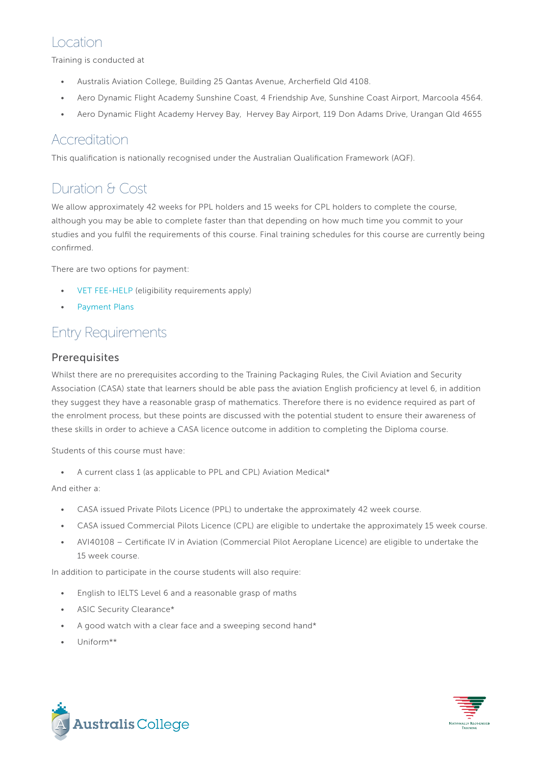## Location

Training is conducted at

- Australis Aviation College, Building 25 Qantas Avenue, Archerfield Qld 4108.
- Aero Dynamic Flight Academy Sunshine Coast, 4 Friendship Ave, Sunshine Coast Airport, Marcoola 4564.
- Aero Dynamic Flight Academy Hervey Bay,  Hervey Bay Airport, 119 Don Adams Drive, Urangan Qld 4655

## Accreditation

This qualification is nationally recognised under the Australian Qualification Framework (AQF).

## Duration & Cost

We allow approximately 42 weeks for PPL holders and 15 weeks for CPL holders to complete the course, although you may be able to complete faster than that depending on how much time you commit to your studies and you fulfil the requirements of this course. Final training schedules for this course are currently being confirmed.

There are two options for payment:

- VET FEE-HELP (eligibility requirements apply)
- Payment Plans

## Entry Requirements

### Prerequisites

Whilst there are no prerequisites according to the Training Packaging Rules, the Civil Aviation and Security Association (CASA) state that learners should be able pass the aviation English proficiency at level 6, in addition they suggest they have a reasonable grasp of mathematics. Therefore there is no evidence required as part of the enrolment process, but these points are discussed with the potential student to ensure their awareness of these skills in order to achieve a CASA licence outcome in addition to completing the Diploma course.

Students of this course must have:

- A current class 1 (as applicable to PPL and CPL) Aviation Medical*

And either a:

- CASA issued Private Pilots Licence (PPL) to undertake the approximately 42 week course.
- CASA issued Commercial Pilots Licence (CPL) are eligible to undertake the approximately 15 week course.
- AVI40108 – Certificate IV in Aviation (Commercial Pilot Aeroplane Licence) are eligible to undertake the 15 week course.

In addition to participate in the course students will also require:

- English to IELTS Level 6 and a reasonable grasp of maths
- ASIC Security Clearance*
- A good watch with a clear face and a sweeping second hand*
- Uniform**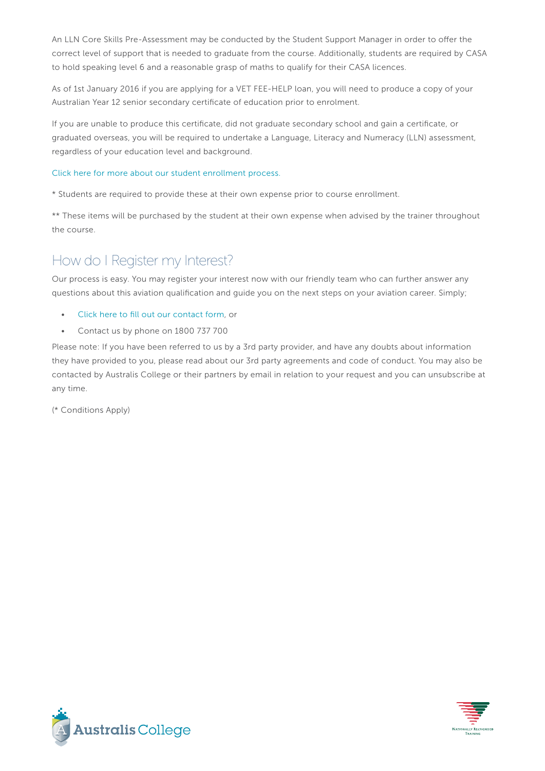An LLN Core Skills Pre-Assessment may be conducted by the Student Support Manager in order to offer the correct level of support that is needed to graduate from the course. Additionally, students are required by CASA to hold speaking level 6 and a reasonable grasp of maths to qualify for their CASA licences.

As of 1st January 2016 if you are applying for a VET FEE-HELP loan, you will need to produce a copy of your Australian Year 12 senior secondary certificate of education prior to enrolment.

If you are unable to produce this certificate, did not graduate secondary school and gain a certificate, or graduated overseas, you will be required to undertake a Language, Literacy and Numeracy (LLN) assessment, regardless of your education level and background.

Click here for more about our student enrollment process.

* Students are required to provide these at their own expense prior to course enrollment.

** These items will be purchased by the student at their own expense when advised by the trainer throughout the course.

## How do I Register my Interest?

Our process is easy. You may register your interest now with our friendly team who can further answer any questions about this aviation qualification and guide you on the next steps on your aviation career. Simply;

- Click here to fill out our contact form, or
- Contact us by phone on 1800 737 700

Please note: If you have been referred to us by a 3rd party provider, and have any doubts about information they have provided to you, please read about our 3rd party agreements and code of conduct. You may also be contacted by Australis College or their partners by email in relation to your request and you can unsubscribe at any time.

(* Conditions Apply)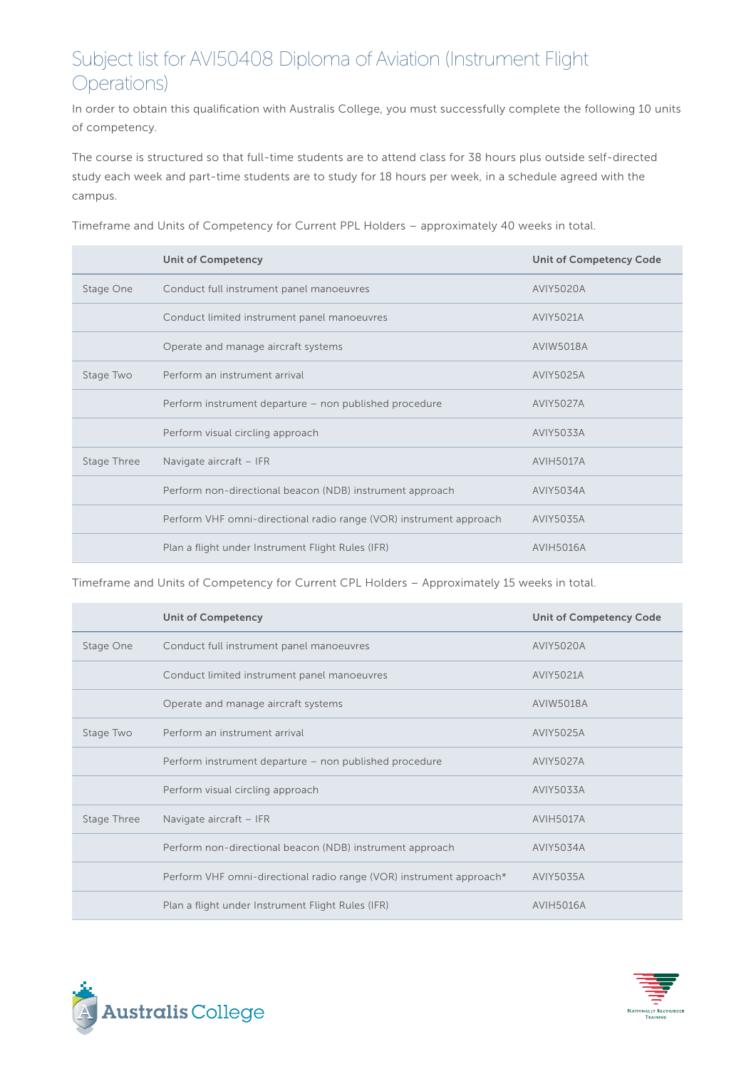# Subject list for AVI50408 Diploma of Aviation (Instrument Flight Operations)

In order to obtain this qualification with Australis College, you must successfully complete the following 10 units of competency.

The course is structured so that full-time students are to attend class for 38 hours plus outside self-directed study each week and part-time students are to study for 18 hours per week, in a schedule agreed with the campus.

Timeframe and Units of Competency for Current PPL Holders – approximately 40 weeks in total.

| | Unit of Competency | Unit of Competency Code |
|---|---|---|
| Stage One | Conduct full instrument panel manoeuvres | AVIY5020A |
| | Conduct limited instrument panel manoeuvres | AVIY5021A |
| | Operate and manage aircraft systems | AVIW5018A |
| Stage Two | Perform an instrument arrival | AVIY5025A |
| | Perform instrument departure – non published procedure | AVIY5027A |
| | Perform visual circling approach | AVIY5033A |
| Stage Three | Navigate aircraft – IFR | AVIH5017A |
| | Perform non-directional beacon (NDB) instrument approach | AVIY5034A |
| | Perform VHF omni-directional radio range (VOR) instrument approach | AVIY5035A |
| | Plan a flight under Instrument Flight Rules (IFR) | AVIH5016A |

Timeframe and Units of Competency for Current CPL Holders – Approximately 15 weeks in total.

| | Unit of Competency | Unit of Competency Code |
|---|---|---|
| Stage One | Conduct full instrument panel manoeuvres | AVIY5020A |
| | Conduct limited instrument panel manoeuvres | AVIY5021A |
| | Operate and manage aircraft systems | AVIW5018A |
| Stage Two | Perform an instrument arrival | AVIY5025A |
| | Perform instrument departure – non published procedure | AVIY5027A |
| | Perform visual circling approach | AVIY5033A |
| Stage Three | Navigate aircraft – IFR | AVIH5017A |
| | Perform non-directional beacon (NDB) instrument approach | AVIY5034A |
| | Perform VHF omni-directional radio range (VOR) instrument approach* | AVIY5035A |
| | Plan a flight under Instrument Flight Rules (IFR) | AVIH5016A |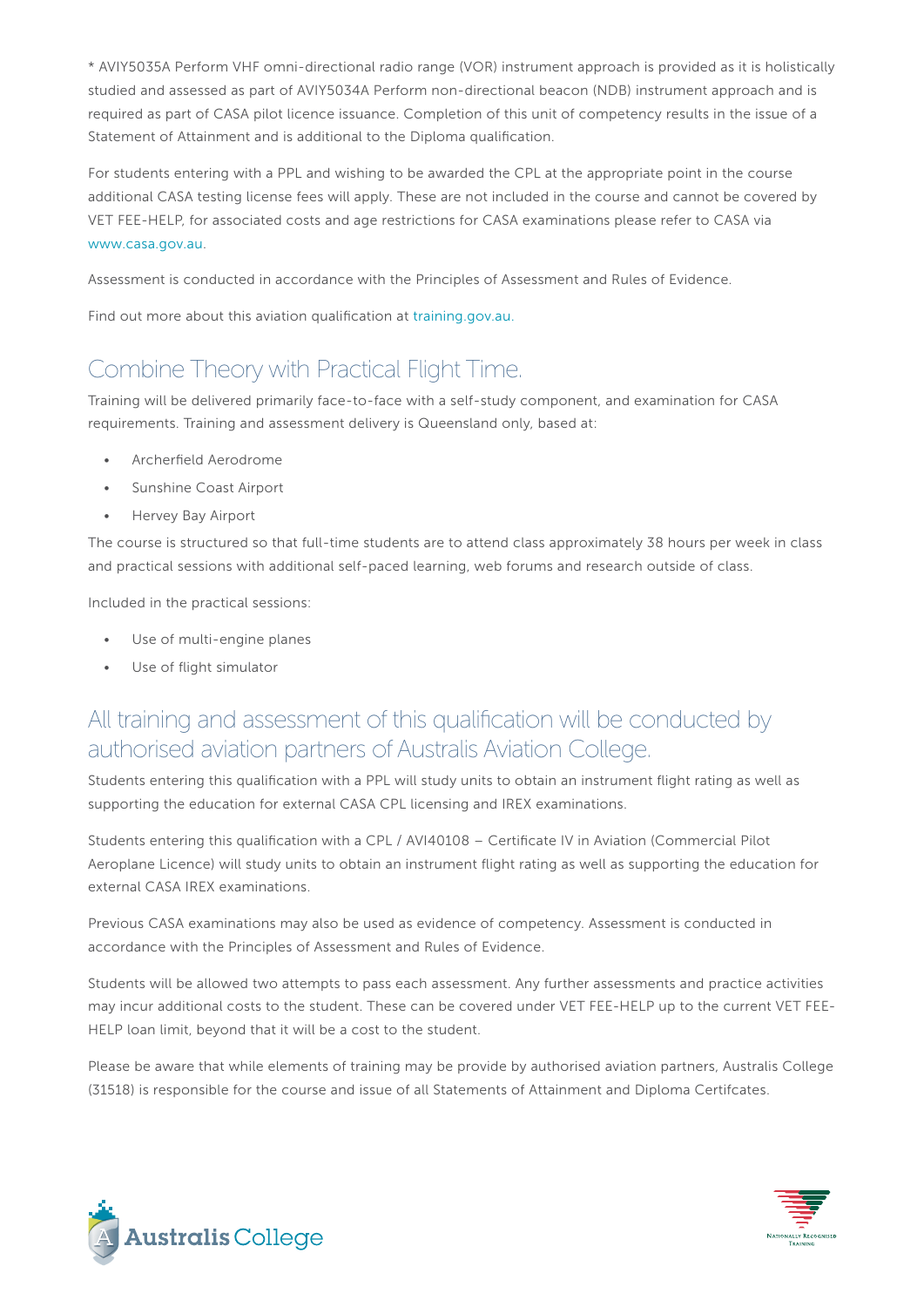* AVIY5035A Perform VHF omni-directional radio range (VOR) instrument approach is provided as it is holistically studied and assessed as part of AVIY5034A Perform non-directional beacon (NDB) instrument approach and is required as part of CASA pilot licence issuance. Completion of this unit of competency results in the issue of a Statement of Attainment and is additional to the Diploma qualification.

For students entering with a PPL and wishing to be awarded the CPL at the appropriate point in the course additional CASA testing license fees will apply. These are not included in the course and cannot be covered by VET FEE-HELP, for associated costs and age restrictions for CASA examinations please refer to CASA via www.casa.gov.au.

Assessment is conducted in accordance with the Principles of Assessment and Rules of Evidence.

Find out more about this aviation qualification at training.gov.au.

## Combine Theory with Practical Flight Time.

Training will be delivered primarily face-to-face with a self-study component, and examination for CASA requirements. Training and assessment delivery is Queensland only, based at:

- Archerfield Aerodrome
- Sunshine Coast Airport
- Hervey Bay Airport

The course is structured so that full-time students are to attend class approximately 38 hours per week in class and practical sessions with additional self-paced learning, web forums and research outside of class.

Included in the practical sessions:

- Use of multi-engine planes
- Use of flight simulator

## All training and assessment of this qualification will be conducted by authorised aviation partners of Australis Aviation College.

Students entering this qualification with a PPL will study units to obtain an instrument flight rating as well as supporting the education for external CASA CPL licensing and IREX examinations.

Students entering this qualification with a CPL / AVI40108 – Certificate IV in Aviation (Commercial Pilot Aeroplane Licence) will study units to obtain an instrument flight rating as well as supporting the education for external CASA IREX examinations.

Previous CASA examinations may also be used as evidence of competency. Assessment is conducted in accordance with the Principles of Assessment and Rules of Evidence.

Students will be allowed two attempts to pass each assessment. Any further assessments and practice activities may incur additional costs to the student. These can be covered under VET FEE-HELP up to the current VET FEE-HELP loan limit, beyond that it will be a cost to the student.

Please be aware that while elements of training may be provide by authorised aviation partners, Australis College (31518) is responsible for the course and issue of all Statements of Attainment and Diploma Certifcates.

Australis College

Nationally Recognised Training